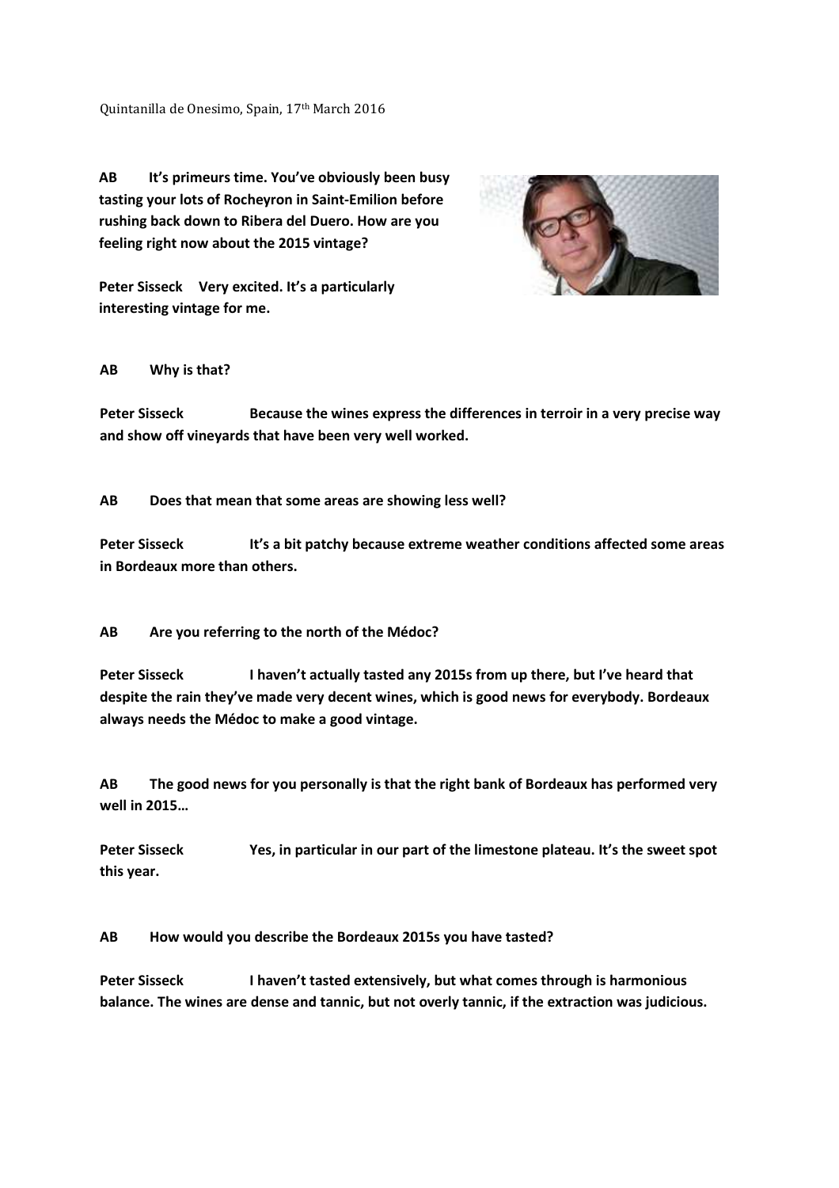Quintanilla de Onesimo, Spain, 17th March 2016

**AB It's primeurs time. You've obviously been busy tasting your lots of Rocheyron in Saint-Emilion before rushing back down to Ribera del Duero. How are you feeling right now about the 2015 vintage?**

**Peter Sisseck Very excited. It's a particularly interesting vintage for me.**

**AB Why is that?**

**Peter Sisseck Because the wines express the differences in terroir in a very precise way and show off vineyards that have been very well worked.**

**AB Does that mean that some areas are showing less well?**

**Peter Sisseck It's a bit patchy because extreme weather conditions affected some areas in Bordeaux more than others.**

**AB Are you referring to the north of the Médoc?**

**Peter Sisseck I haven't actually tasted any 2015s from up there, but I've heard that despite the rain they've made very decent wines, which is good news for everybody. Bordeaux always needs the Médoc to make a good vintage.**

**AB The good news for you personally is that the right bank of Bordeaux has performed very well in 2015…**

**Peter Sisseck Yes, in particular in our part of the limestone plateau. It's the sweet spot this year.**

**AB How would you describe the Bordeaux 2015s you have tasted?**

**Peter Sisseck I haven't tasted extensively, but what comes through is harmonious balance. The wines are dense and tannic, but not overly tannic, if the extraction was judicious.**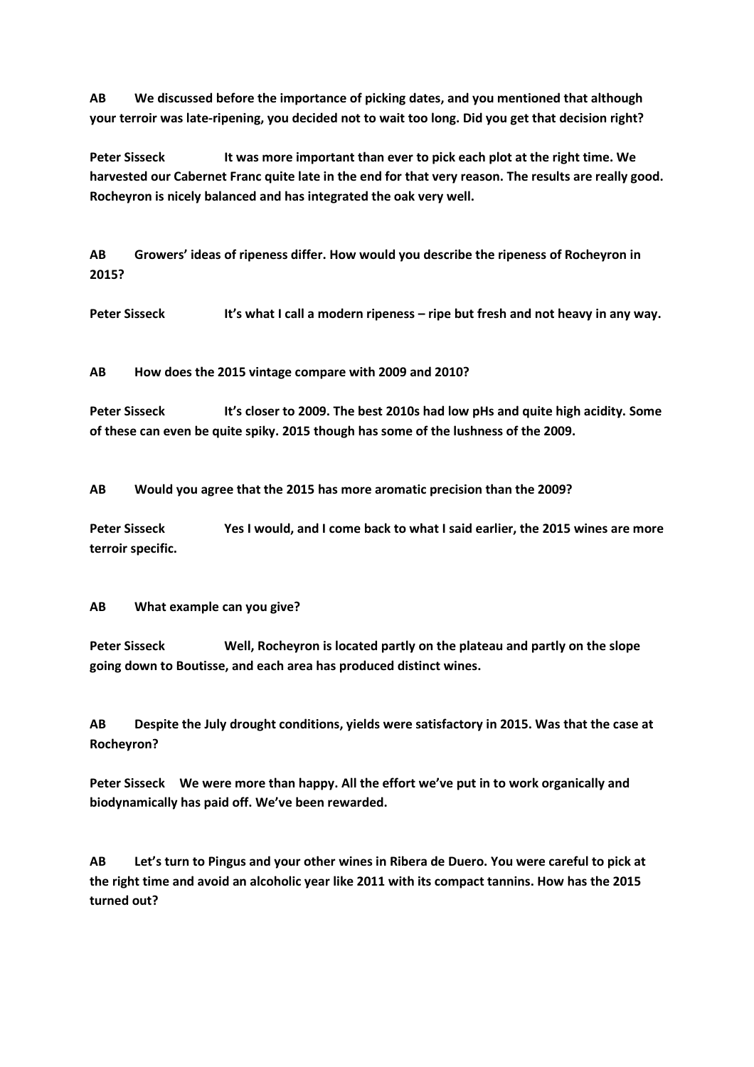**AB We discussed before the importance of picking dates, and you mentioned that although your terroir was late-ripening, you decided not to wait too long. Did you get that decision right?**

**Peter Sisseck It was more important than ever to pick each plot at the right time. We harvested our Cabernet Franc quite late in the end for that very reason. The results are really good. Rocheyron is nicely balanced and has integrated the oak very well.**

**AB Growers' ideas of ripeness differ. How would you describe the ripeness of Rocheyron in 2015?**

**Peter Sisseck It's what I call a modern ripeness – ripe but fresh and not heavy in any way.**

**AB How does the 2015 vintage compare with 2009 and 2010?**

**Peter Sisseck It's closer to 2009. The best 2010s had low pHs and quite high acidity. Some of these can even be quite spiky. 2015 though has some of the lushness of the 2009.**

**AB Would you agree that the 2015 has more aromatic precision than the 2009?**

**Peter Sisseck Yes I would, and I come back to what I said earlier, the 2015 wines are more terroir specific.**

**AB What example can you give?**

**Peter Sisseck Well, Rocheyron is located partly on the plateau and partly on the slope going down to Boutisse, and each area has produced distinct wines.**

**AB Despite the July drought conditions, yields were satisfactory in 2015. Was that the case at Rocheyron?**

**Peter Sisseck We were more than happy. All the effort we've put in to work organically and biodynamically has paid off. We've been rewarded.**

**AB Let's turn to Pingus and your other wines in Ribera de Duero. You were careful to pick at the right time and avoid an alcoholic year like 2011 with its compact tannins. How has the 2015 turned out?**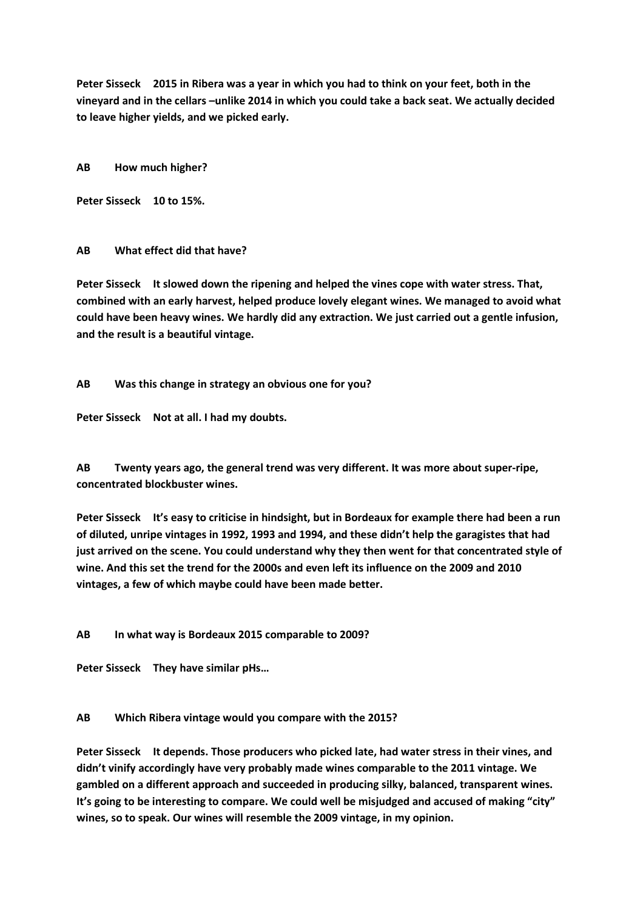**Peter Sisseck 2015 in Ribera was a year in which you had to think on your feet, both in the vineyard and in the cellars –unlike 2014 in which you could take a back seat. We actually decided to leave higher yields, and we picked early.**

**AB How much higher?**

**Peter Sisseck 10 to 15%.**

**AB What effect did that have?**

**Peter Sisseck It slowed down the ripening and helped the vines cope with water stress. That, combined with an early harvest, helped produce lovely elegant wines. We managed to avoid what could have been heavy wines. We hardly did any extraction. We just carried out a gentle infusion, and the result is a beautiful vintage.**

**AB Was this change in strategy an obvious one for you?**

**Peter Sisseck Not at all. I had my doubts.**

**AB Twenty years ago, the general trend was very different. It was more about super-ripe, concentrated blockbuster wines.**

**Peter Sisseck It's easy to criticise in hindsight, but in Bordeaux for example there had been a run of diluted, unripe vintages in 1992, 1993 and 1994, and these didn't help the garagistes that had just arrived on the scene. You could understand why they then went for that concentrated style of wine. And this set the trend for the 2000s and even left its influence on the 2009 and 2010 vintages, a few of which maybe could have been made better.**

**AB In what way is Bordeaux 2015 comparable to 2009?**

**Peter Sisseck They have similar pHs…**

**AB Which Ribera vintage would you compare with the 2015?**

**Peter Sisseck It depends. Those producers who picked late, had water stress in their vines, and didn't vinify accordingly have very probably made wines comparable to the 2011 vintage. We gambled on a different approach and succeeded in producing silky, balanced, transparent wines. It's going to be interesting to compare. We could well be misjudged and accused of making "city" wines, so to speak. Our wines will resemble the 2009 vintage, in my opinion.**